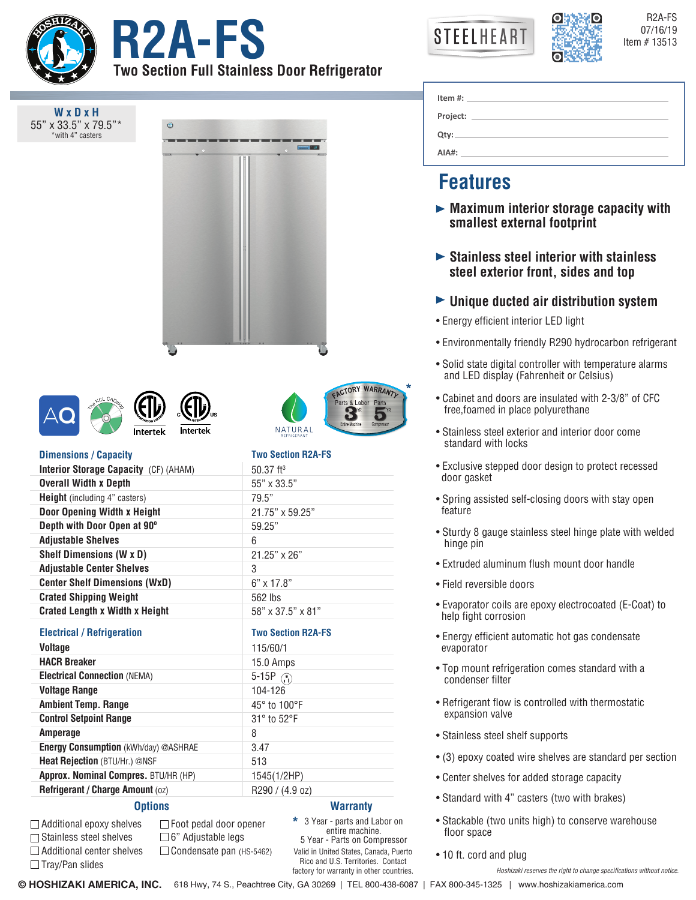R2A-FS
07/16/19
Item # 13513

# R2A-FS

## Two Section Full Stainless Door Refrigerator

STEELHEART

**W x D x H**
55" x 33.5" x 79.5"*
*with 4" casters

Item #: ____________________
Project: ____________________
Qty: ____________________
AIA#: ____________________

FACTORY WARRANTY* — Parts & Labor 3 YR Entire Machine; Parts 5 YR Compressor

NATURAL REFRIGERANT

Intertek

| Dimensions / Capacity | Two Section R2A-FS |
|---|---|
| **Interior Storage Capacity** (CF) (AHAM) | 50.37 ft³ |
| **Overall Width x Depth** | 55" x 33.5" |
| **Height** (including 4" casters) | 79.5" |
| **Door Opening Width x Height** | 21.75" x 59.25" |
| **Depth with Door Open at 90º** | 59.25" |
| **Adjustable Shelves** | 6 |
| **Shelf Dimensions (W x D)** | 21.25" x 26" |
| **Adjustable Center Shelves** | 3 |
| **Center Shelf Dimensions (WxD)** | 6" x 17.8" |
| **Crated Shipping Weight** | 562 lbs |
| **Crated Length x Width x Height** | 58" x 37.5" x 81" |

| Electrical / Refrigeration | Two Section R2A-FS |
|---|---|
| **Voltage** | 115/60/1 |
| **HACR Breaker** | 15.0 Amps |
| **Electrical Connection** (NEMA) | 5-15P |
| **Voltage Range** | 104-126 |
| **Ambient Temp. Range** | 45° to 100°F |
| **Control Setpoint Range** | 31° to 52°F |
| **Amperage** | 8 |
| **Energy Consumption** (kWh/day) @ASHRAE | 3.47 |
| **Heat Rejection** (BTU/Hr.) @NSF | 513 |
| **Approx. Nominal Compres.** BTU/HR (HP) | 1545(1/2HP) |
| **Refrigerant / Charge Amount** (oz) | R290 / (4.9 oz) |

## Options

- ☐ Additional epoxy shelves
- ☐ Stainless steel shelves
- ☐ Additional center shelves
- ☐ Tray/Pan slides
- ☐ Foot pedal door opener
- ☐ 6" Adjustable legs
- ☐ Condensate pan (HS-5462)

## Warranty

\* 3 Year - parts and Labor on entire machine.
5 Year - Parts on Compressor
Valid in United States, Canada, Puerto Rico and U.S. Territories. Contact factory for warranty in other countries.

## Features

- ► **Maximum interior storage capacity with smallest external footprint**
- ► **Stainless steel interior with stainless steel exterior front, sides and top**
- ► **Unique ducted air distribution system**
- Energy efficient interior LED light
- Environmentally friendly R290 hydrocarbon refrigerant
- Solid state digital controller with temperature alarms and LED display (Fahrenheit or Celsius)
- Cabinet and doors are insulated with 2-3/8" of CFC free,foamed in place polyurethane
- Stainless steel exterior and interior door come standard with locks
- Exclusive stepped door design to protect recessed door gasket
- Spring assisted self-closing doors with stay open feature
- Sturdy 8 gauge stainless steel hinge plate with welded hinge pin
- Extruded aluminum flush mount door handle
- Field reversible doors
- Evaporator coils are epoxy electrocoated (E-Coat) to help fight corrosion
- Energy efficient automatic hot gas condensate evaporator
- Top mount refrigeration comes standard with a condenser filter
- Refrigerant flow is controlled with thermostatic expansion valve
- Stainless steel shelf supports
- (3) epoxy coated wire shelves are standard per section
- Center shelves for added storage capacity
- Standard with 4" casters (two with brakes)
- Stackable (two units high) to conserve warehouse floor space
- 10 ft. cord and plug

*Hoshizaki reserves the right to change specifications without notice.*

© HOSHIZAKI AMERICA, INC. 618 Hwy, 74 S., Peachtree City, GA 30269 | TEL 800-438-6087 | FAX 800-345-1325 | www.hoshizakiamerica.com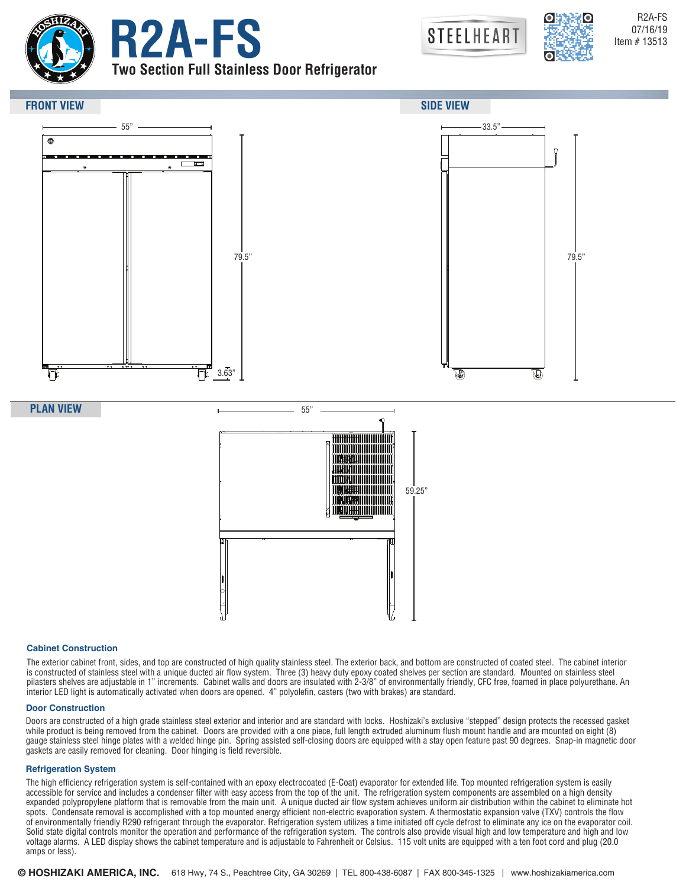# R2A-FS

## Two Section Full Stainless Door Refrigerator

R2A-FS
07/16/19
Item # 13513

### FRONT VIEW

55"

79.5"

3.63"

### SIDE VIEW

33.5"

79.5"

### PLAN VIEW

55"

59.25"

### Cabinet Construction

The exterior cabinet front, sides, and top are constructed of high quality stainless steel. The exterior back, and bottom are constructed of coated steel. The cabinet interior is constructed of stainless steel with a unique ducted air flow system. Three (3) heavy duty epoxy coated shelves per section are standard. Mounted on stainless steel pilasters shelves are adjustable in 1" increments. Cabinet walls and doors are insulated with 2-3/8" of environmentally friendly, CFC free, foamed in place polyurethane. An interior LED light is automatically activated when doors are opened. 4" polyolefin, casters (two with brakes) are standard.

### Door Construction

Doors are constructed of a high grade stainless steel exterior and interior and are standard with locks. Hoshizaki's exclusive "stepped" design protects the recessed gasket while product is being removed from the cabinet. Doors are provided with a one piece, full length extruded aluminum flush mount handle and are mounted on eight (8) gauge stainless steel hinge plates with a welded hinge pin. Spring assisted self-closing doors are equipped with a stay open feature past 90 degrees. Snap-in magnetic door gaskets are easily removed for cleaning. Door hinging is field reversible.

### Refrigeration System

The high efficiency refrigeration system is self-contained with an epoxy electrocoated (E-Coat) evaporator for extended life. Top mounted refrigeration system is easily accessible for service and includes a condenser filter with easy access from the top of the unit. The refrigeration system components are assembled on a high density expanded polypropylene platform that is removable from the main unit. A unique ducted air flow system achieves uniform air distribution within the cabinet to eliminate hot spots. Condensate removal is accomplished with a top mounted energy efficient non-electric evaporation system. A thermostatic expansion valve (TXV) controls the flow of environmentally friendly R290 refrigerant through the evaporator. Refrigeration system utilizes a time initiated off cycle defrost to eliminate any ice on the evaporator coil. Solid state digital controls monitor the operation and performance of the refrigeration system. The controls also provide visual high and low temperature and high and low voltage alarms. A LED display shows the cabinet temperature and is adjustable to Fahrenheit or Celsius. 115 volt units are equipped with a ten foot cord and plug (20.0 amps or less).

**© HOSHIZAKI AMERICA, INC.** 618 Hwy, 74 S., Peachtree City, GA 30269 | TEL 800-438-6087 | FAX 800-345-1325 | www.hoshizakiamerica.com